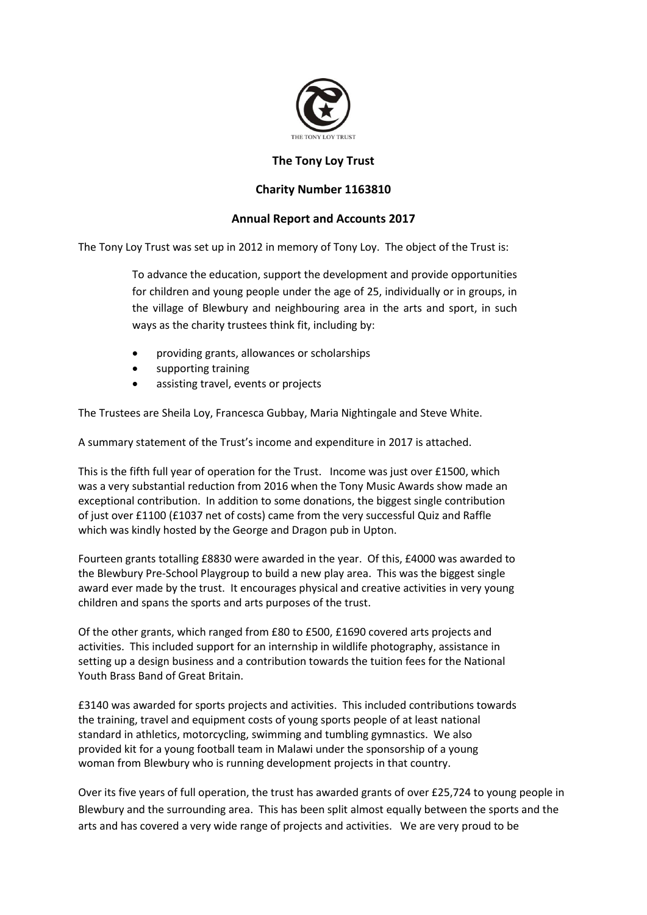# The Tony Loy Trust

## Charity Number 1163810

## Annual Report and Accounts 2017

The Tony Loy Trust was set up in 2012 in memory of Tony Loy. The object of the Trust is:

> To advance the education, support the development and provide opportunities for children and young people under the age of 25, individually or in groups, in the village of Blewbury and neighbouring area in the arts and sport, in such ways as the charity trustees think fit, including by:
>
> - providing grants, allowances or scholarships
> - supporting training
> - assisting travel, events or projects

The Trustees are Sheila Loy, Francesca Gubbay, Maria Nightingale and Steve White.

A summary statement of the Trust's income and expenditure in 2017 is attached.

This is the fifth full year of operation for the Trust. Income was just over £1500, which was a very substantial reduction from 2016 when the Tony Music Awards show made an exceptional contribution. In addition to some donations, the biggest single contribution of just over £1100 (£1037 net of costs) came from the very successful Quiz and Raffle which was kindly hosted by the George and Dragon pub in Upton.

Fourteen grants totalling £8830 were awarded in the year. Of this, £4000 was awarded to the Blewbury Pre-School Playgroup to build a new play area. This was the biggest single award ever made by the trust. It encourages physical and creative activities in very young children and spans the sports and arts purposes of the trust.

Of the other grants, which ranged from £80 to £500, £1690 covered arts projects and activities. This included support for an internship in wildlife photography, assistance in setting up a design business and a contribution towards the tuition fees for the National Youth Brass Band of Great Britain.

£3140 was awarded for sports projects and activities. This included contributions towards the training, travel and equipment costs of young sports people of at least national standard in athletics, motorcycling, swimming and tumbling gymnastics. We also provided kit for a young football team in Malawi under the sponsorship of a young woman from Blewbury who is running development projects in that country.

Over its five years of full operation, the trust has awarded grants of over £25,724 to young people in Blewbury and the surrounding area. This has been split almost equally between the sports and the arts and has covered a very wide range of projects and activities. We are very proud to be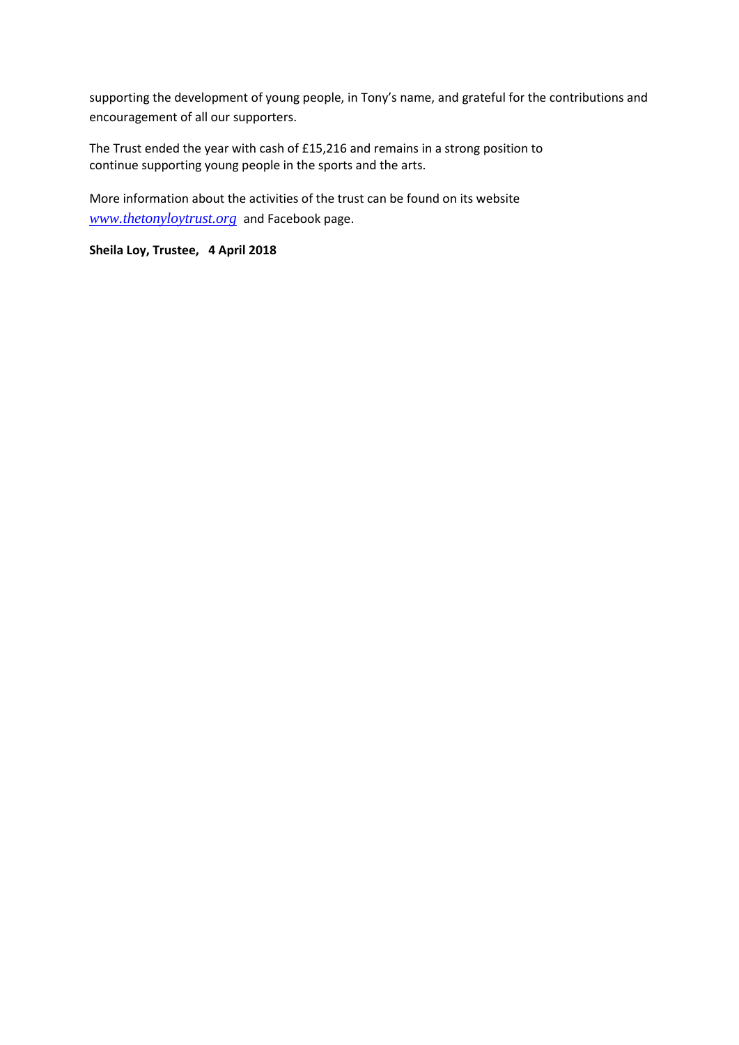supporting the development of young people, in Tony's name, and grateful for the contributions and encouragement of all our supporters.

The Trust ended the year with cash of £15,216 and remains in a strong position to continue supporting young people in the sports and the arts.

More information about the activities of the trust can be found on its website *www.thetonyloytrust.org* and Facebook page.

**Sheila Loy, Trustee, 4 April 2018**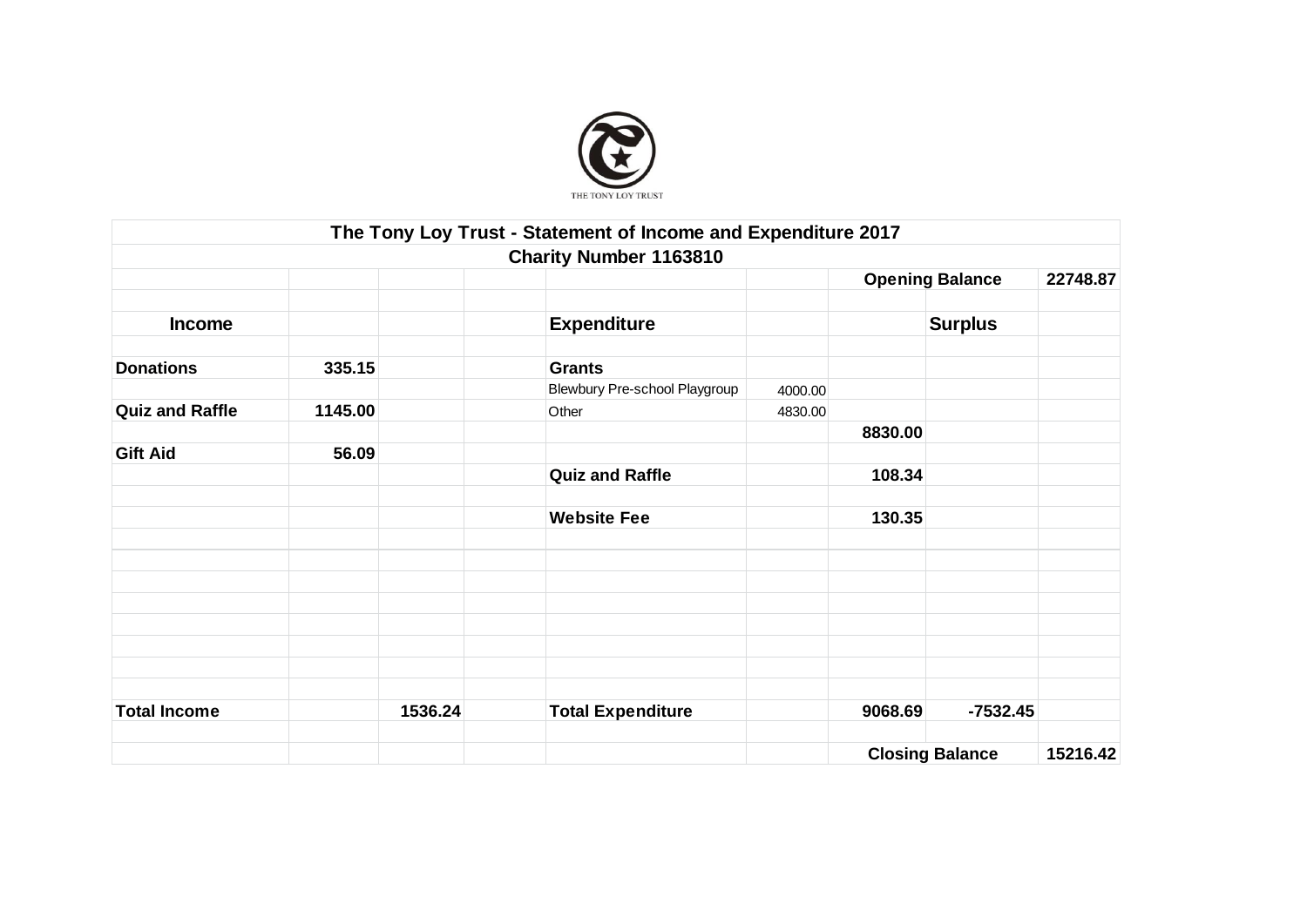THE TONY LOY TRUST

| | | | | | | | | |
|---|---|---|---|---|---|---|---|---|
| **The Tony Loy Trust - Statement of Income and Expenditure 2017** | | | | | | | | |
| **Charity Number 1163810** | | | | | | | | |
| | | | | | | **Opening Balance** | | **22748.87** |
| | | | | | | | | |
| **Income** | | | | **Expenditure** | | | **Surplus** | |
| | | | | | | | | |
| **Donations** | **335.15** | | | **Grants** | | | | |
| | | | | Blewbury Pre-school Playgroup | 4000.00 | | | |
| **Quiz and Raffle** | **1145.00** | | | Other | 4830.00 | | | |
| | | | | | | **8830.00** | | |
| **Gift Aid** | **56.09** | | | | | | | |
| | | | | **Quiz and Raffle** | | **108.34** | | |
| | | | | | | | | |
| | | | | **Website Fee** | | **130.35** | | |
| | | | | | | | | |
| **Total Income** | | **1536.24** | | **Total Expenditure** | | **9068.69** | **-7532.45** | |
| | | | | | | | | |
| | | | | | | **Closing Balance** | | **15216.42** |